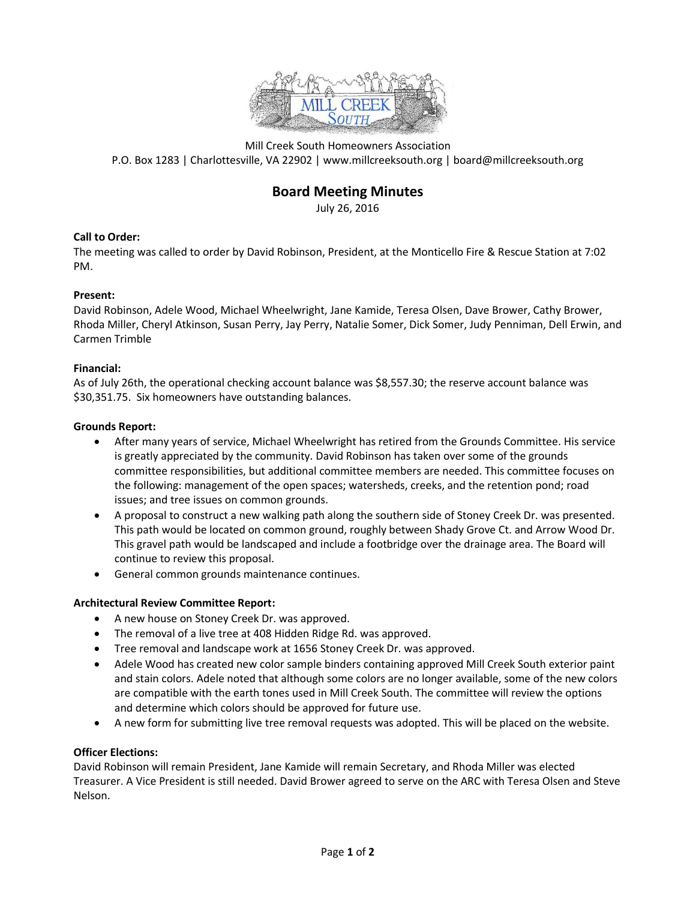Mill Creek South Homeowners Association
P.O. Box 1283 | Charlottesville, VA 22902 | www.millcreeksouth.org | board@millcreeksouth.org

# Board Meeting Minutes

July 26, 2016

**Call to Order:**
The meeting was called to order by David Robinson, President, at the Monticello Fire & Rescue Station at 7:02 PM.

**Present:**
David Robinson, Adele Wood, Michael Wheelwright, Jane Kamide, Teresa Olsen, Dave Brower, Cathy Brower, Rhoda Miller, Cheryl Atkinson, Susan Perry, Jay Perry, Natalie Somer, Dick Somer, Judy Penniman, Dell Erwin, and Carmen Trimble

**Financial:**
As of July 26th, the operational checking account balance was $8,557.30; the reserve account balance was $30,351.75. Six homeowners have outstanding balances.

**Grounds Report:**

- After many years of service, Michael Wheelwright has retired from the Grounds Committee. His service is greatly appreciated by the community. David Robinson has taken over some of the grounds committee responsibilities, but additional committee members are needed. This committee focuses on the following: management of the open spaces; watersheds, creeks, and the retention pond; road issues; and tree issues on common grounds.
- A proposal to construct a new walking path along the southern side of Stoney Creek Dr. was presented. This path would be located on common ground, roughly between Shady Grove Ct. and Arrow Wood Dr. This gravel path would be landscaped and include a footbridge over the drainage area. The Board will continue to review this proposal.
- General common grounds maintenance continues.

**Architectural Review Committee Report:**

- A new house on Stoney Creek Dr. was approved.
- The removal of a live tree at 408 Hidden Ridge Rd. was approved.
- Tree removal and landscape work at 1656 Stoney Creek Dr. was approved.
- Adele Wood has created new color sample binders containing approved Mill Creek South exterior paint and stain colors. Adele noted that although some colors are no longer available, some of the new colors are compatible with the earth tones used in Mill Creek South. The committee will review the options and determine which colors should be approved for future use.
- A new form for submitting live tree removal requests was adopted. This will be placed on the website.

**Officer Elections:**
David Robinson will remain President, Jane Kamide will remain Secretary, and Rhoda Miller was elected Treasurer. A Vice President is still needed. David Brower agreed to serve on the ARC with Teresa Olsen and Steve Nelson.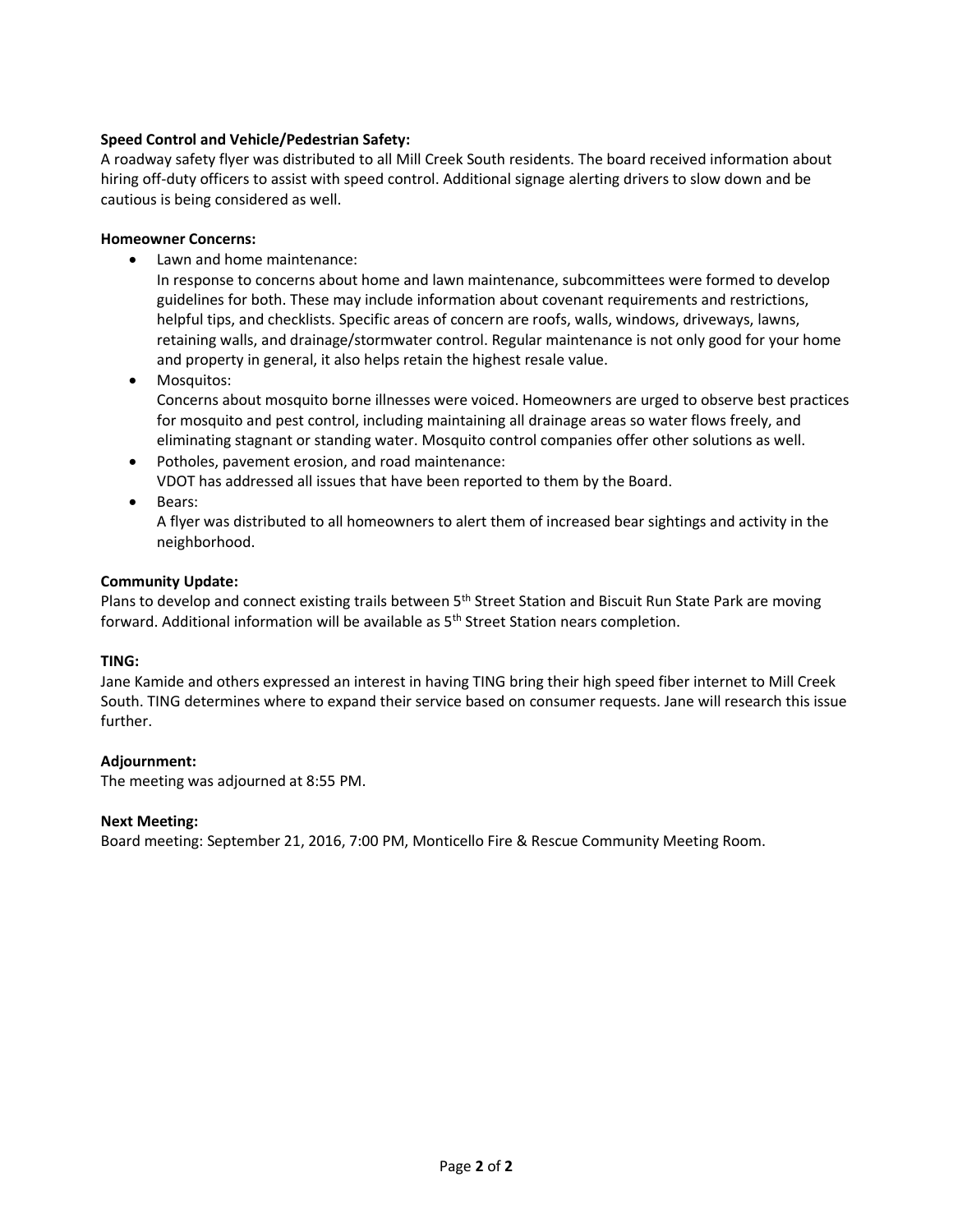**Speed Control and Vehicle/Pedestrian Safety:**
A roadway safety flyer was distributed to all Mill Creek South residents. The board received information about hiring off-duty officers to assist with speed control. Additional signage alerting drivers to slow down and be cautious is being considered as well.

**Homeowner Concerns:**

- Lawn and home maintenance:
  In response to concerns about home and lawn maintenance, subcommittees were formed to develop guidelines for both. These may include information about covenant requirements and restrictions, helpful tips, and checklists. Specific areas of concern are roofs, walls, windows, driveways, lawns, retaining walls, and drainage/stormwater control. Regular maintenance is not only good for your home and property in general, it also helps retain the highest resale value.
- Mosquitos:
  Concerns about mosquito borne illnesses were voiced. Homeowners are urged to observe best practices for mosquito and pest control, including maintaining all drainage areas so water flows freely, and eliminating stagnant or standing water. Mosquito control companies offer other solutions as well.
- Potholes, pavement erosion, and road maintenance:
  VDOT has addressed all issues that have been reported to them by the Board.
- Bears:
  A flyer was distributed to all homeowners to alert them of increased bear sightings and activity in the neighborhood.

**Community Update:**
Plans to develop and connect existing trails between 5th Street Station and Biscuit Run State Park are moving forward. Additional information will be available as 5th Street Station nears completion.

**TING:**
Jane Kamide and others expressed an interest in having TING bring their high speed fiber internet to Mill Creek South. TING determines where to expand their service based on consumer requests. Jane will research this issue further.

**Adjournment:**
The meeting was adjourned at 8:55 PM.

**Next Meeting:**
Board meeting: September 21, 2016, 7:00 PM, Monticello Fire & Rescue Community Meeting Room.